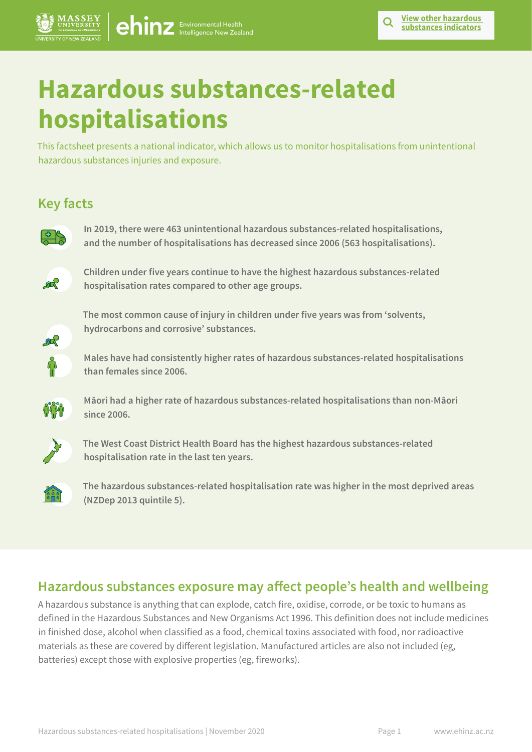# Hazardous substances-related hospitalisations

This factsheet presents a national indicator, which allows us to monitor hospitalisations from unintentional hazardous substances injuries and exposure.

## Key facts

**In 2019, there were 463 unintentional hazardous substances-related hospitalisations, and the number of hospitalisations has decreased since 2006 (563 hospitalisations).**

**Children under five years continue to have the highest hazardous substances-related hospitalisation rates compared to other age groups.**

**The most common cause of injury in children under five years was from 'solvents, hydrocarbons and corrosive' substances.**

**Males have had consistently higher rates of hazardous substances-related hospitalisations than females since 2006.**

**Māori had a higher rate of hazardous substances-related hospitalisations than non-Māori since 2006.**

**The West Coast District Health Board has the highest hazardous substances-related hospitalisation rate in the last ten years.**

**The hazardous substances-related hospitalisation rate was higher in the most deprived areas (NZDep 2013 quintile 5).**

## Hazardous substances exposure may affect people's health and wellbeing

A hazardous substance is anything that can explode, catch fire, oxidise, corrode, or be toxic to humans as defined in the Hazardous Substances and New Organisms Act 1996. This definition does not include medicines in finished dose, alcohol when classified as a food, chemical toxins associated with food, nor radioactive materials as these are covered by different legislation. Manufactured articles are also not included (eg, batteries) except those with explosive properties (eg, fireworks).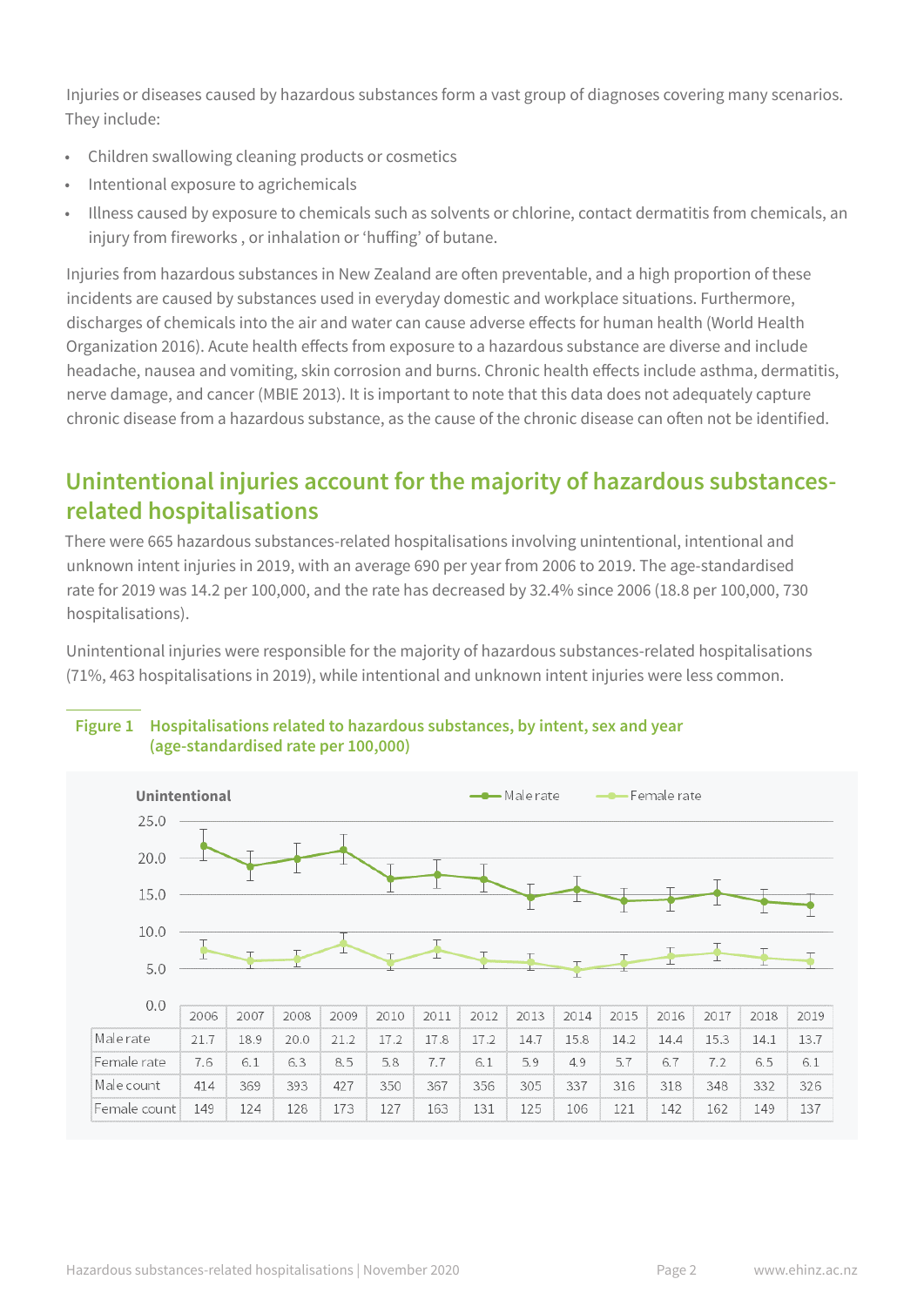Injuries or diseases caused by hazardous substances form a vast group of diagnoses covering many scenarios. They include:

- Children swallowing cleaning products or cosmetics
- Intentional exposure to agrichemicals
- Illness caused by exposure to chemicals such as solvents or chlorine, contact dermatitis from chemicals, an injury from fireworks , or inhalation or 'huffing' of butane.

Injuries from hazardous substances in New Zealand are often preventable, and a high proportion of these incidents are caused by substances used in everyday domestic and workplace situations. Furthermore, discharges of chemicals into the air and water can cause adverse effects for human health (World Health Organization 2016). Acute health effects from exposure to a hazardous substance are diverse and include headache, nausea and vomiting, skin corrosion and burns. Chronic health effects include asthma, dermatitis, nerve damage, and cancer (MBIE 2013). It is important to note that this data does not adequately capture chronic disease from a hazardous substance, as the cause of the chronic disease can often not be identified.

## Unintentional injuries account for the majority of hazardous substances-related hospitalisations

There were 665 hazardous substances-related hospitalisations involving unintentional, intentional and unknown intent injuries in 2019, with an average 690 per year from 2006 to 2019. The age-standardised rate for 2019 was 14.2 per 100,000, and the rate has decreased by 32.4% since 2006 (18.8 per 100,000, 730 hospitalisations).

Unintentional injuries were responsible for the majority of hazardous substances-related hospitalisations (71%, 463 hospitalisations in 2019), while intentional and unknown intent injuries were less common.

**Figure 1 Hospitalisations related to hazardous substances, by intent, sex and year (age-standardised rate per 100,000)**

**Unintentional**

| | 2006 | 2007 | 2008 | 2009 | 2010 | 2011 | 2012 | 2013 | 2014 | 2015 | 2016 | 2017 | 2018 | 2019 |
|---|---|---|---|---|---|---|---|---|---|---|---|---|---|---|
| Male rate | 21.7 | 18.9 | 20.0 | 21.2 | 17.2 | 17.8 | 17.2 | 14.7 | 15.8 | 14.2 | 14.4 | 15.3 | 14.1 | 13.7 |
| Female rate | 7.6 | 6.1 | 6.3 | 8.5 | 5.8 | 7.7 | 6.1 | 5.9 | 4.9 | 5.7 | 6.7 | 7.2 | 6.5 | 6.1 |
| Male count | 414 | 369 | 393 | 427 | 350 | 367 | 356 | 305 | 337 | 316 | 318 | 348 | 332 | 326 |
| Female count | 149 | 124 | 128 | 173 | 127 | 163 | 131 | 125 | 106 | 121 | 142 | 162 | 149 | 137 |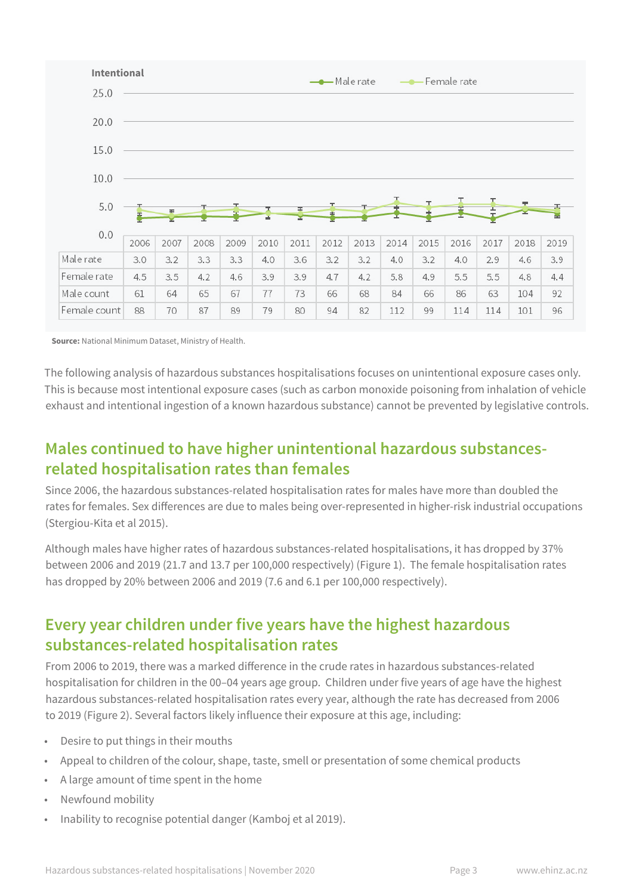**Intentional**

| | 2006 | 2007 | 2008 | 2009 | 2010 | 2011 | 2012 | 2013 | 2014 | 2015 | 2016 | 2017 | 2018 | 2019 |
|---|---|---|---|---|---|---|---|---|---|---|---|---|---|---|
| Male rate | 3.0 | 3.2 | 3.3 | 3.3 | 4.0 | 3.6 | 3.2 | 3.2 | 4.0 | 3.2 | 4.0 | 2.9 | 4.6 | 3.9 |
| Female rate | 4.5 | 3.5 | 4.2 | 4.6 | 3.9 | 3.9 | 4.7 | 4.2 | 5.8 | 4.9 | 5.5 | 5.5 | 4.8 | 4.4 |
| Male count | 61 | 64 | 65 | 67 | 77 | 73 | 66 | 68 | 84 | 66 | 86 | 63 | 104 | 92 |
| Female count | 88 | 70 | 87 | 89 | 79 | 80 | 94 | 82 | 112 | 99 | 114 | 114 | 101 | 96 |

**Source:** National Minimum Dataset, Ministry of Health.

The following analysis of hazardous substances hospitalisations focuses on unintentional exposure cases only. This is because most intentional exposure cases (such as carbon monoxide poisoning from inhalation of vehicle exhaust and intentional ingestion of a known hazardous substance) cannot be prevented by legislative controls.

## Males continued to have higher unintentional hazardous substances-related hospitalisation rates than females

Since 2006, the hazardous substances-related hospitalisation rates for males have more than doubled the rates for females. Sex differences are due to males being over-represented in higher-risk industrial occupations (Stergiou-Kita et al 2015).

Although males have higher rates of hazardous substances-related hospitalisations, it has dropped by 37% between 2006 and 2019 (21.7 and 13.7 per 100,000 respectively) (Figure 1). The female hospitalisation rates has dropped by 20% between 2006 and 2019 (7.6 and 6.1 per 100,000 respectively).

## Every year children under five years have the highest hazardous substances-related hospitalisation rates

From 2006 to 2019, there was a marked difference in the crude rates in hazardous substances-related hospitalisation for children in the 00–04 years age group. Children under five years of age have the highest hazardous substances-related hospitalisation rates every year, although the rate has decreased from 2006 to 2019 (Figure 2). Several factors likely influence their exposure at this age, including:

- Desire to put things in their mouths
- Appeal to children of the colour, shape, taste, smell or presentation of some chemical products
- A large amount of time spent in the home
- Newfound mobility
- Inability to recognise potential danger (Kamboj et al 2019).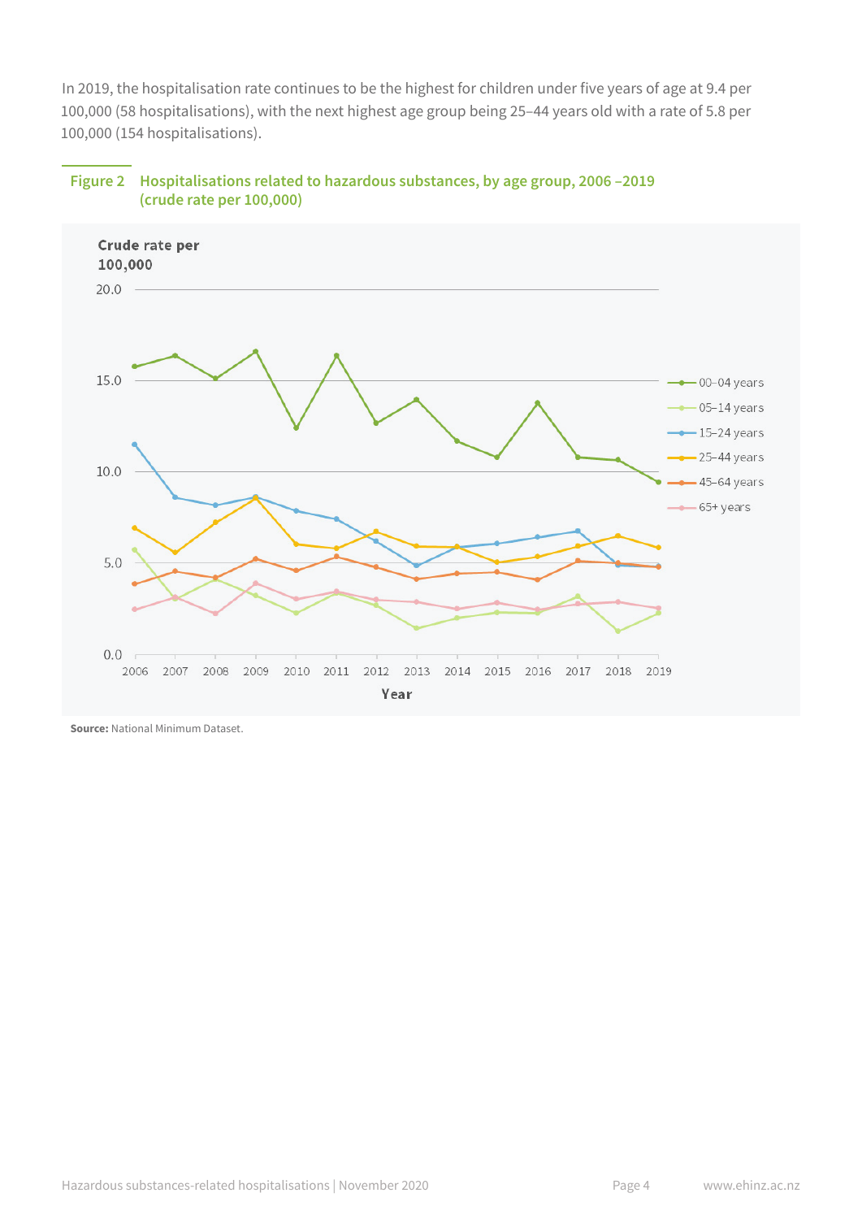In 2019, the hospitalisation rate continues to be the highest for children under five years of age at 9.4 per 100,000 (58 hospitalisations), with the next highest age group being 25–44 years old with a rate of 5.8 per 100,000 (154 hospitalisations).

**Figure 2 Hospitalisations related to hazardous substances, by age group, 2006 –2019 (crude rate per 100,000)**

**Source:** National Minimum Dataset.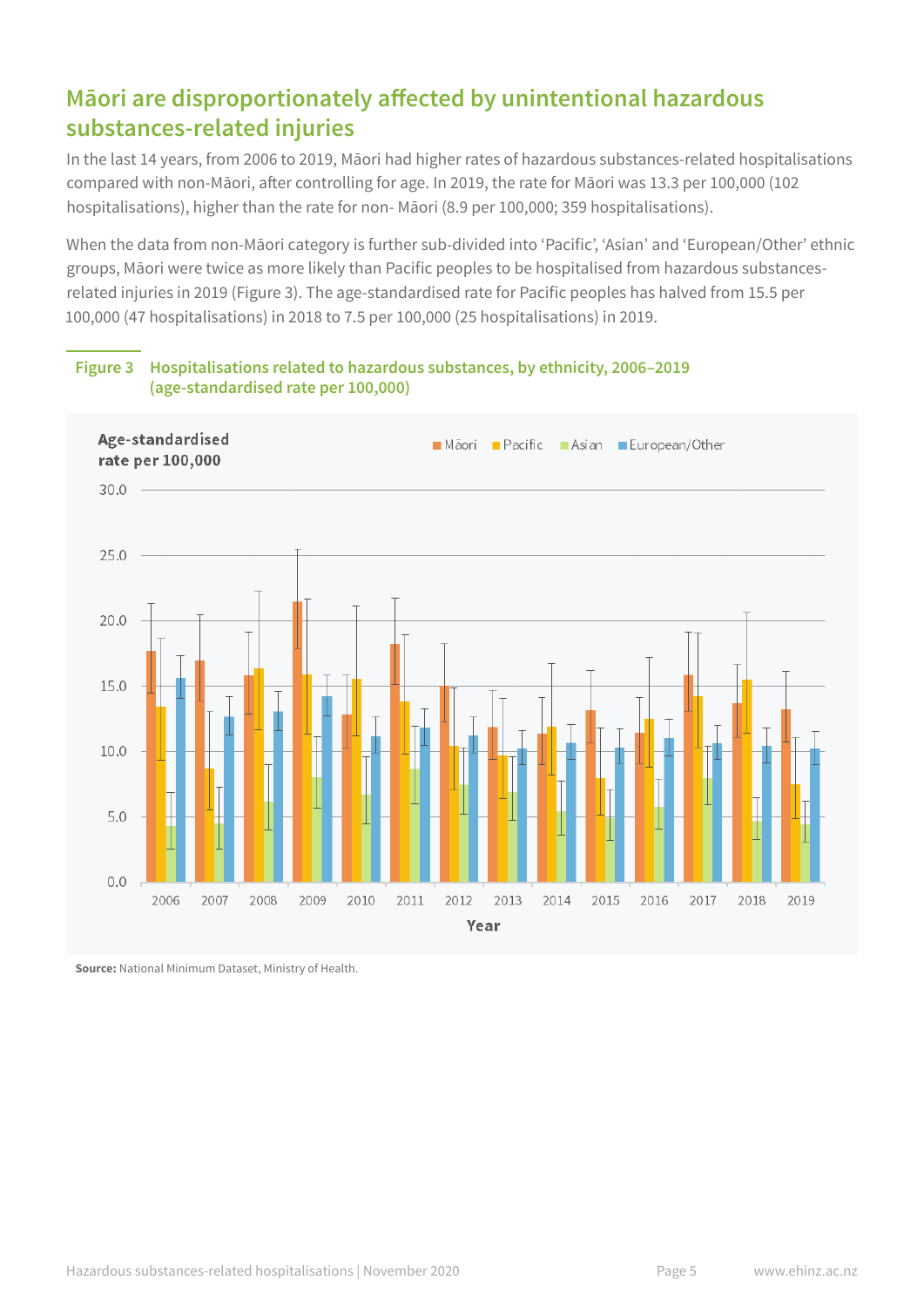## Māori are disproportionately affected by unintentional hazardous substances-related injuries

In the last 14 years, from 2006 to 2019, Māori had higher rates of hazardous substances-related hospitalisations compared with non-Māori, after controlling for age. In 2019, the rate for Māori was 13.3 per 100,000 (102 hospitalisations), higher than the rate for non- Māori (8.9 per 100,000; 359 hospitalisations).

When the data from non-Māori category is further sub-divided into 'Pacific', 'Asian' and 'European/Other' ethnic groups, Māori were twice as more likely than Pacific peoples to be hospitalised from hazardous substances-related injuries in 2019 (Figure 3). The age-standardised rate for Pacific peoples has halved from 15.5 per 100,000 (47 hospitalisations) in 2018 to 7.5 per 100,000 (25 hospitalisations) in 2019.

**Figure 3 Hospitalisations related to hazardous substances, by ethnicity, 2006–2019 (age-standardised rate per 100,000)**

**Source:** National Minimum Dataset, Ministry of Health.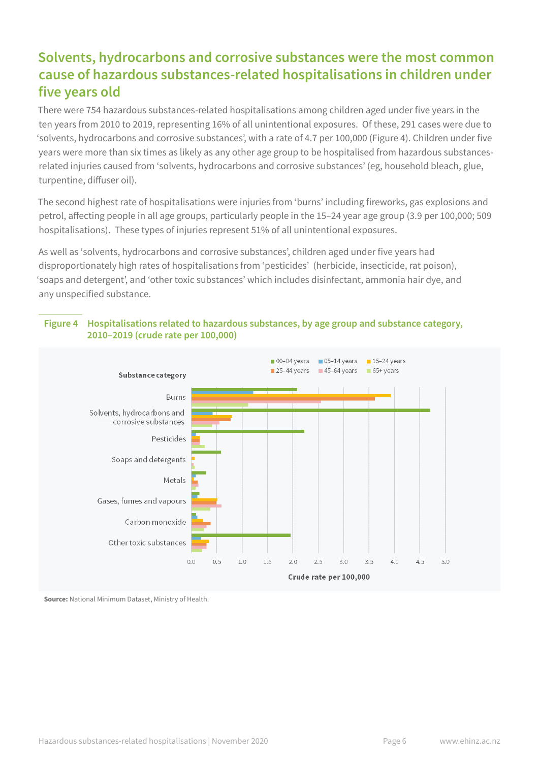## Solvents, hydrocarbons and corrosive substances were the most common cause of hazardous substances-related hospitalisations in children under five years old

There were 754 hazardous substances-related hospitalisations among children aged under five years in the ten years from 2010 to 2019, representing 16% of all unintentional exposures. Of these, 291 cases were due to 'solvents, hydrocarbons and corrosive substances', with a rate of 4.7 per 100,000 (Figure 4). Children under five years were more than six times as likely as any other age group to be hospitalised from hazardous substances-related injuries caused from 'solvents, hydrocarbons and corrosive substances' (eg, household bleach, glue, turpentine, diffuser oil).

The second highest rate of hospitalisations were injuries from 'burns' including fireworks, gas explosions and petrol, affecting people in all age groups, particularly people in the 15–24 year age group (3.9 per 100,000; 509 hospitalisations). These types of injuries represent 51% of all unintentional exposures.

As well as 'solvents, hydrocarbons and corrosive substances', children aged under five years had disproportionately high rates of hospitalisations from 'pesticides' (herbicide, insecticide, rat poison), 'soaps and detergent', and 'other toxic substances' which includes disinfectant, ammonia hair dye, and any unspecified substance.

**Figure 4 Hospitalisations related to hazardous substances, by age group and substance category, 2010–2019 (crude rate per 100,000)**

**Source:** National Minimum Dataset, Ministry of Health.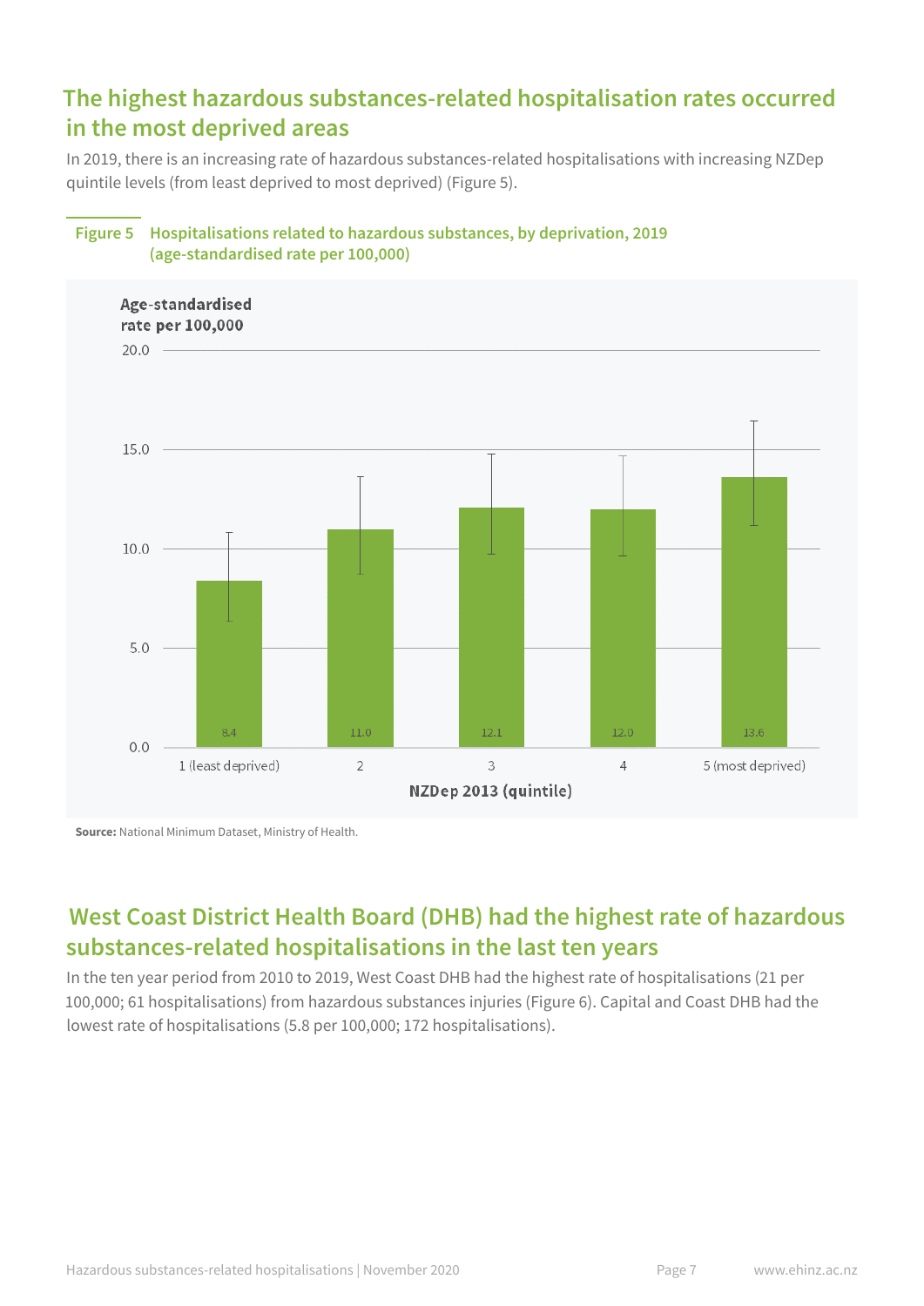## The highest hazardous substances-related hospitalisation rates occurred in the most deprived areas

In 2019, there is an increasing rate of hazardous substances-related hospitalisations with increasing NZDep quintile levels (from least deprived to most deprived) (Figure 5).

**Figure 5 Hospitalisations related to hazardous substances, by deprivation, 2019 (age-standardised rate per 100,000)**

| NZDep 2013 (quintile) | Age-standardised rate per 100,000 |
|---|---|
| 1 (least deprived) | 8.4 |
| 2 | 11.0 |
| 3 | 12.1 |
| 4 | 12.0 |
| 5 (most deprived) | 13.6 |

**Source:** National Minimum Dataset, Ministry of Health.

## West Coast District Health Board (DHB) had the highest rate of hazardous substances-related hospitalisations in the last ten years

In the ten year period from 2010 to 2019, West Coast DHB had the highest rate of hospitalisations (21 per 100,000; 61 hospitalisations) from hazardous substances injuries (Figure 6). Capital and Coast DHB had the lowest rate of hospitalisations (5.8 per 100,000; 172 hospitalisations).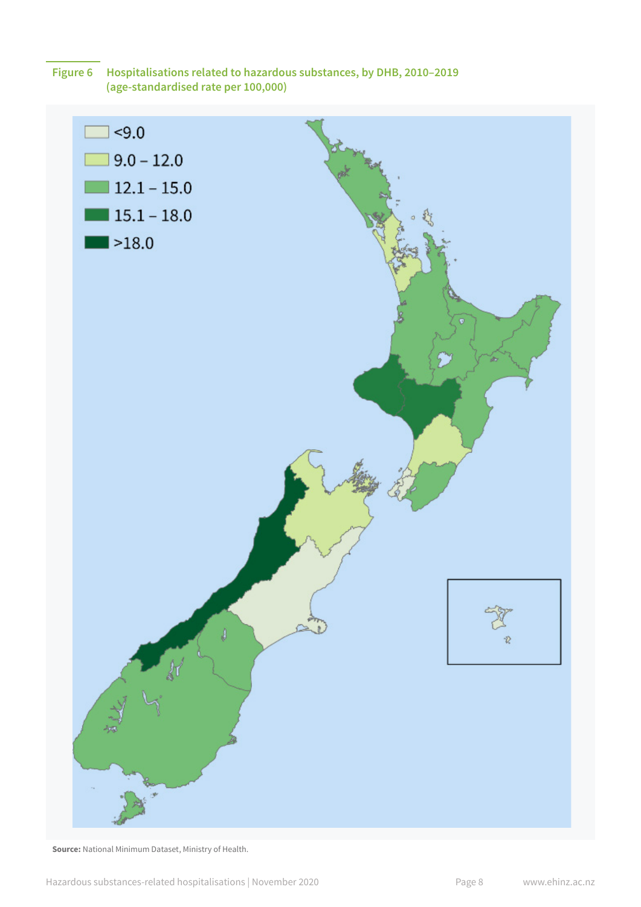**Figure 6** Hospitalisations related to hazardous substances, by DHB, 2010–2019 (age-standardised rate per 100,000)

<9.0

9.0 – 12.0

12.1 – 15.0

15.1 – 18.0

>18.0

**Source:** National Minimum Dataset, Ministry of Health.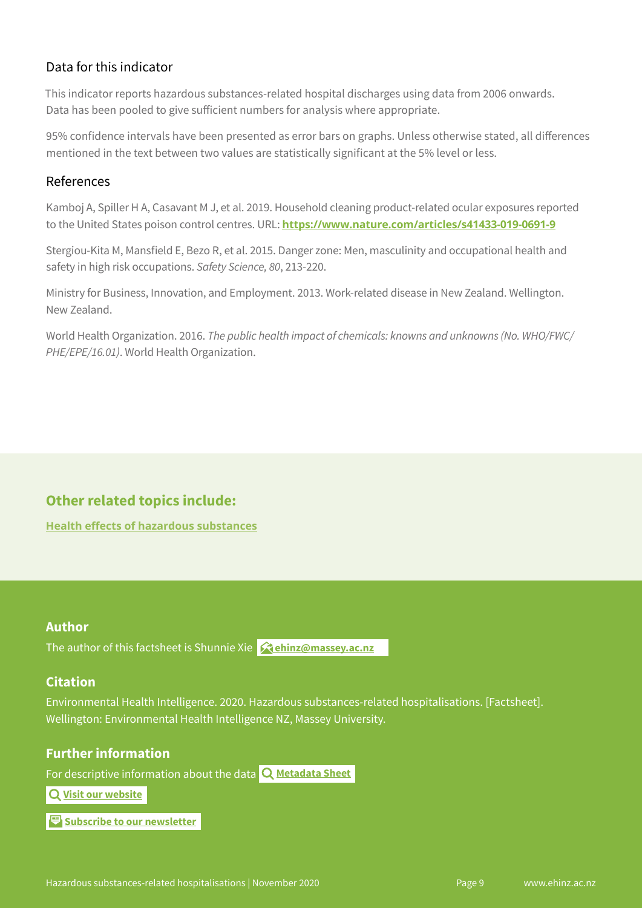## Data for this indicator

This indicator reports hazardous substances-related hospital discharges using data from 2006 onwards. Data has been pooled to give sufficient numbers for analysis where appropriate.

95% confidence intervals have been presented as error bars on graphs. Unless otherwise stated, all differences mentioned in the text between two values are statistically significant at the 5% level or less.

## References

Kamboj A, Spiller H A, Casavant M J, et al. 2019. Household cleaning product-related ocular exposures reported to the United States poison control centres. URL: **https://www.nature.com/articles/s41433-019-0691-9**

Stergiou-Kita M, Mansfield E, Bezo R, et al. 2015. Danger zone: Men, masculinity and occupational health and safety in high risk occupations. *Safety Science, 80*, 213-220.

Ministry for Business, Innovation, and Employment. 2013. Work-related disease in New Zealand. Wellington. New Zealand.

World Health Organization. 2016. *The public health impact of chemicals: knowns and unknowns (No. WHO/FWC/PHE/EPE/16.01)*. World Health Organization.

## Other related topics include:

**Health effects of hazardous substances**

## Author

The author of this factsheet is Shunnie Xie **ehinz@massey.ac.nz**

## Citation

Environmental Health Intelligence. 2020. Hazardous substances-related hospitalisations. [Factsheet]. Wellington: Environmental Health Intelligence NZ, Massey University.

## Further information

For descriptive information about the data **Metadata Sheet**

**Visit our website**

**Subscribe to our newsletter**